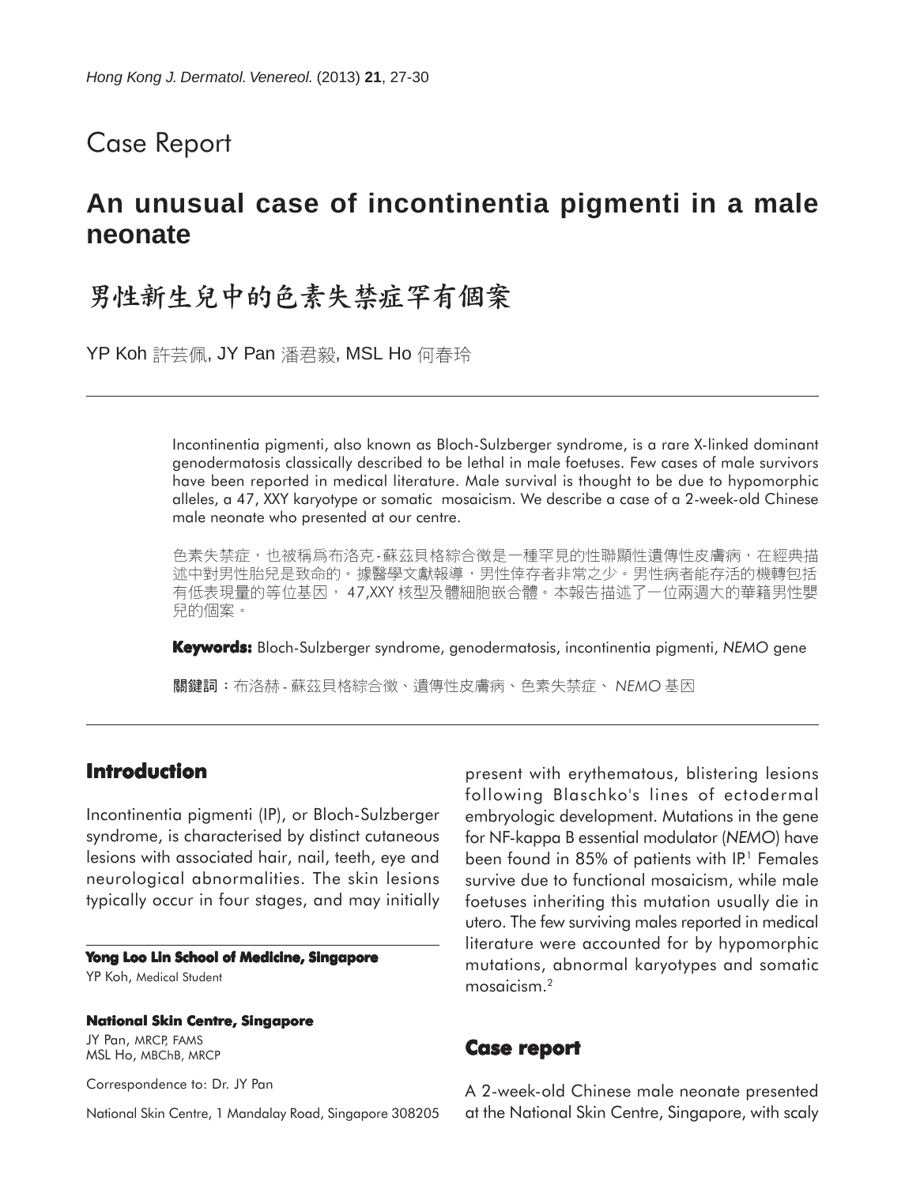## Case Report

# An unusual case of incontinentia pigmenti in a male neonate

# 男性新生兒中的色素失禁症罕有個案

YP Koh 許芸佩, JY Pan 潘君毅, MSL Ho 何春玲

Incontinentia pigmenti, also known as Bloch-Sulzberger syndrome, is a rare X-linked dominant genodermatosis classically described to be lethal in male foetuses. Few cases of male survivors have been reported in medical literature. Male survival is thought to be due to hypomorphic alleles, a 47, XXY karyotype or somatic mosaicism. We describe a case of a 2-week-old Chinese male neonate who presented at our centre.

色素失禁症，也被稱爲布洛克-蘇茲貝格綜合徵是一種罕見的性聯顯性遺傳性皮膚病，在經典描述中對男性胎兒是致命的。據醫學文獻報導，男性倖存者非常之少。男性病者能存活的機轉包括有低表現量的等位基因， 47,XXY 核型及體細胞嵌合體。本報告描述了一位兩週大的華籍男性嬰兒的個案。

**Keywords:** Bloch-Sulzberger syndrome, genodermatosis, incontinentia pigmenti, *NEMO* gene

**關鍵詞**：布洛赫 - 蘇茲貝格綜合徵、遺傳性皮膚病、色素失禁症、 *NEMO* 基因

## Introduction

Incontinentia pigmenti (IP), or Bloch-Sulzberger syndrome, is characterised by distinct cutaneous lesions with associated hair, nail, teeth, eye and neurological abnormalities. The skin lesions typically occur in four stages, and may initially present with erythematous, blistering lesions following Blaschko's lines of ectodermal embryologic development. Mutations in the gene for NF-kappa B essential modulator (*NEMO*) have been found in 85% of patients with IP.[1] Females survive due to functional mosaicism, while male foetuses inheriting this mutation usually die in utero. The few surviving males reported in medical literature were accounted for by hypomorphic mutations, abnormal karyotypes and somatic mosaicism.[2]

**Yong Loo Lin School of Medicine, Singapore**

YP Koh, Medical Student

**National Skin Centre, Singapore**

JY Pan, MRCP, FAMS
MSL Ho, MBChB, MRCP

Correspondence to: Dr. JY Pan

National Skin Centre, 1 Mandalay Road, Singapore 308205

## Case report

A 2-week-old Chinese male neonate presented at the National Skin Centre, Singapore, with scaly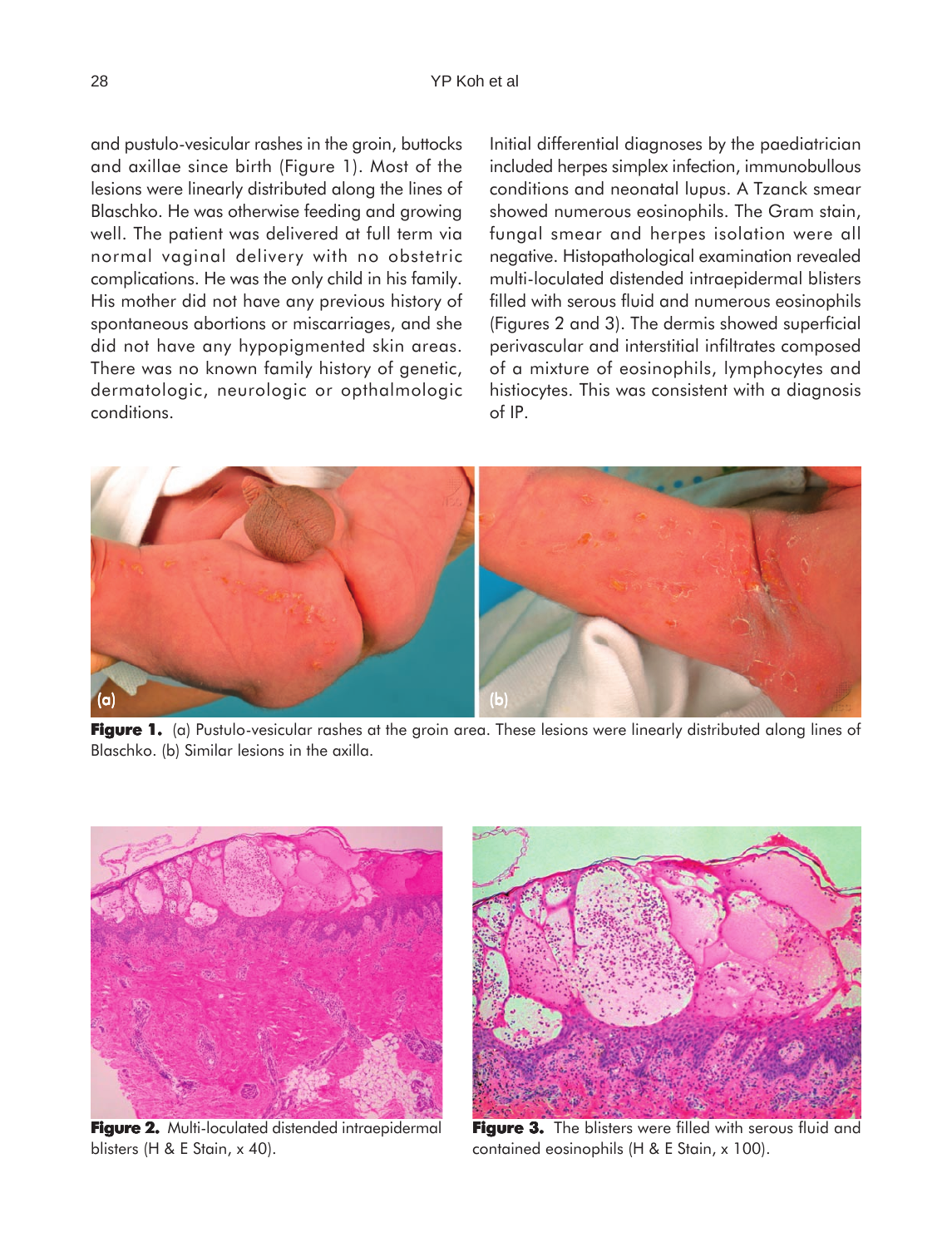and pustulo-vesicular rashes in the groin, buttocks and axillae since birth (Figure 1). Most of the lesions were linearly distributed along the lines of Blaschko. He was otherwise feeding and growing well. The patient was delivered at full term via normal vaginal delivery with no obstetric complications. He was the only child in his family. His mother did not have any previous history of spontaneous abortions or miscarriages, and she did not have any hypopigmented skin areas. There was no known family history of genetic, dermatologic, neurologic or opthalmologic conditions.

Initial differential diagnoses by the paediatrician included herpes simplex infection, immunobullous conditions and neonatal lupus. A Tzanck smear showed numerous eosinophils. The Gram stain, fungal smear and herpes isolation were all negative. Histopathological examination revealed multi-loculated distended intraepidermal blisters filled with serous fluid and numerous eosinophils (Figures 2 and 3). The dermis showed superficial perivascular and interstitial infiltrates composed of a mixture of eosinophils, lymphocytes and histiocytes. This was consistent with a diagnosis of IP.

**Figure 1.** (a) Pustulo-vesicular rashes at the groin area. These lesions were linearly distributed along lines of Blaschko. (b) Similar lesions in the axilla.

**Figure 2.** Multi-loculated distended intraepidermal blisters (H & E Stain, x 40).

**Figure 3.** The blisters were filled with serous fluid and contained eosinophils (H & E Stain, x 100).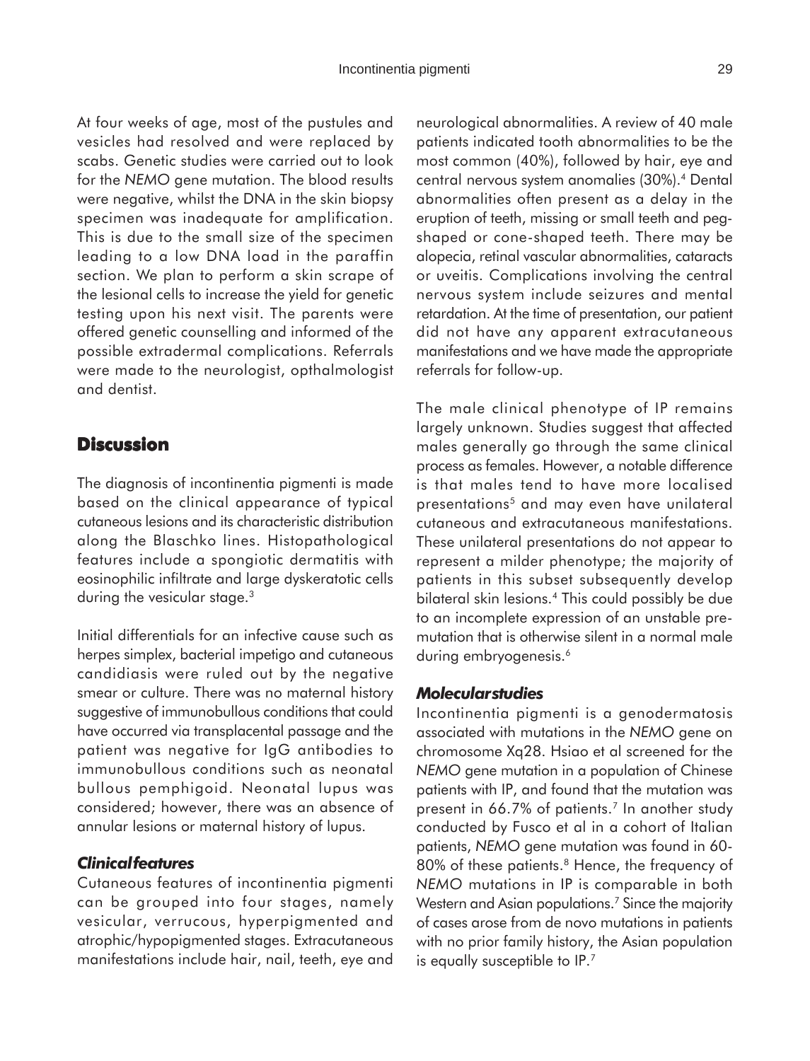At four weeks of age, most of the pustules and vesicles had resolved and were replaced by scabs. Genetic studies were carried out to look for the *NEMO* gene mutation. The blood results were negative, whilst the DNA in the skin biopsy specimen was inadequate for amplification. This is due to the small size of the specimen leading to a low DNA load in the paraffin section. We plan to perform a skin scrape of the lesional cells to increase the yield for genetic testing upon his next visit. The parents were offered genetic counselling and informed of the possible extradermal complications. Referrals were made to the neurologist, opthalmologist and dentist.

## Discussion

The diagnosis of incontinentia pigmenti is made based on the clinical appearance of typical cutaneous lesions and its characteristic distribution along the Blaschko lines. Histopathological features include a spongiotic dermatitis with eosinophilic infiltrate and large dyskeratotic cells during the vesicular stage.[3]

Initial differentials for an infective cause such as herpes simplex, bacterial impetigo and cutaneous candidiasis were ruled out by the negative smear or culture. There was no maternal history suggestive of immunobullous conditions that could have occurred via transplacental passage and the patient was negative for IgG antibodies to immunobullous conditions such as neonatal bullous pemphigoid. Neonatal lupus was considered; however, there was an absence of annular lesions or maternal history of lupus.

### *Clinical features*

Cutaneous features of incontinentia pigmenti can be grouped into four stages, namely vesicular, verrucous, hyperpigmented and atrophic/hypopigmented stages. Extracutaneous manifestations include hair, nail, teeth, eye and neurological abnormalities. A review of 40 male patients indicated tooth abnormalities to be the most common (40%), followed by hair, eye and central nervous system anomalies (30%).[4] Dental abnormalities often present as a delay in the eruption of teeth, missing or small teeth and peg-shaped or cone-shaped teeth. There may be alopecia, retinal vascular abnormalities, cataracts or uveitis. Complications involving the central nervous system include seizures and mental retardation. At the time of presentation, our patient did not have any apparent extracutaneous manifestations and we have made the appropriate referrals for follow-up.

The male clinical phenotype of IP remains largely unknown. Studies suggest that affected males generally go through the same clinical process as females. However, a notable difference is that males tend to have more localised presentations[5] and may even have unilateral cutaneous and extracutaneous manifestations. These unilateral presentations do not appear to represent a milder phenotype; the majority of patients in this subset subsequently develop bilateral skin lesions.[4] This could possibly be due to an incomplete expression of an unstable pre-mutation that is otherwise silent in a normal male during embryogenesis.[6]

### *Molecular studies*

Incontinentia pigmenti is a genodermatosis associated with mutations in the *NEMO* gene on chromosome Xq28. Hsiao et al screened for the *NEMO* gene mutation in a population of Chinese patients with IP, and found that the mutation was present in 66.7% of patients.[7] In another study conducted by Fusco et al in a cohort of Italian patients, *NEMO* gene mutation was found in 60-80% of these patients.[8] Hence, the frequency of *NEMO* mutations in IP is comparable in both Western and Asian populations.[7] Since the majority of cases arose from de novo mutations in patients with no prior family history, the Asian population is equally susceptible to IP.[7]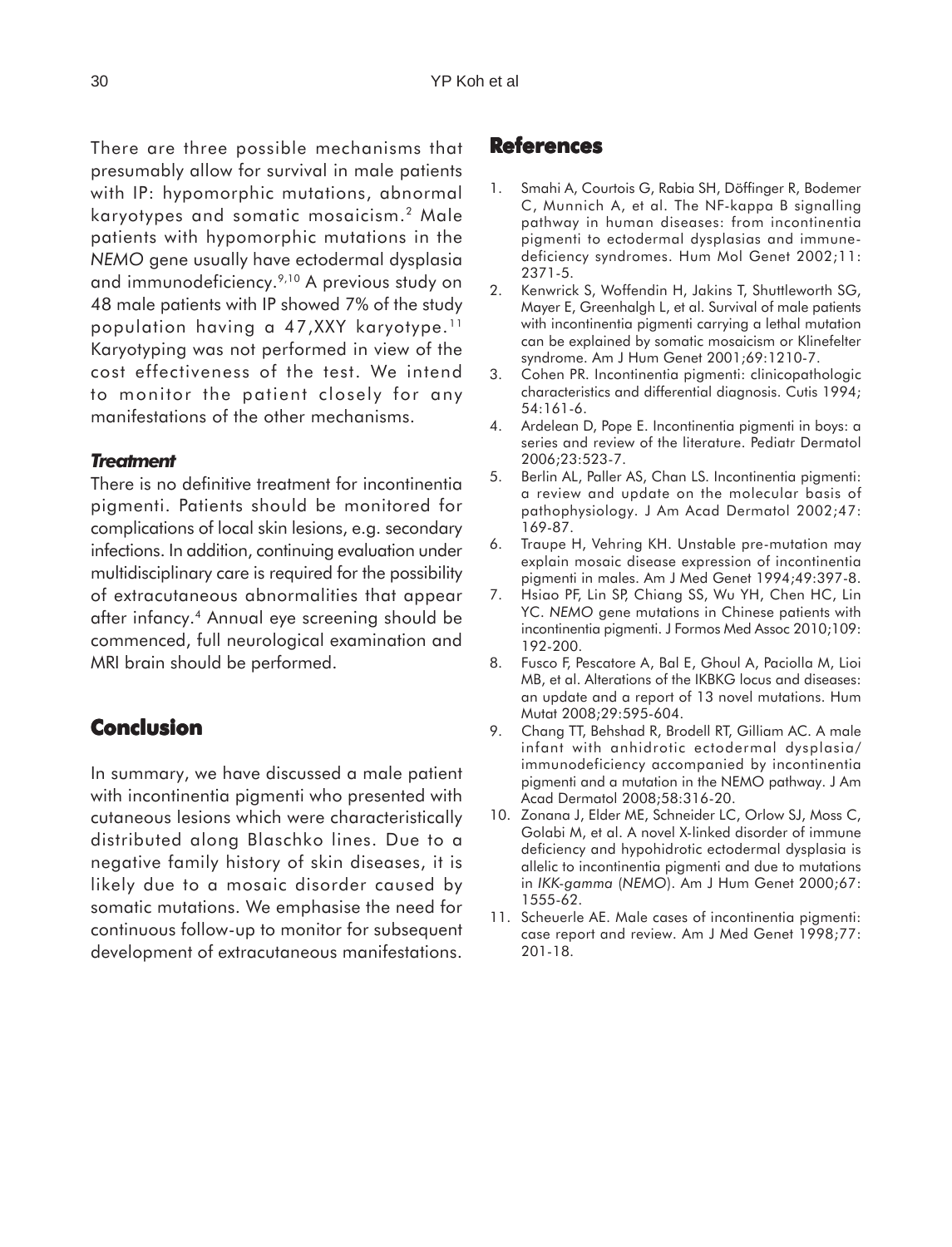There are three possible mechanisms that presumably allow for survival in male patients with IP: hypomorphic mutations, abnormal karyotypes and somatic mosaicism.[2] Male patients with hypomorphic mutations in the *NEMO* gene usually have ectodermal dysplasia and immunodeficiency.[9,10] A previous study on 48 male patients with IP showed 7% of the study population having a 47,XXY karyotype.[11] Karyotyping was not performed in view of the cost effectiveness of the test. We intend to monitor the patient closely for any manifestations of the other mechanisms.

### *Treatment*

There is no definitive treatment for incontinentia pigmenti. Patients should be monitored for complications of local skin lesions, e.g. secondary infections. In addition, continuing evaluation under multidisciplinary care is required for the possibility of extracutaneous abnormalities that appear after infancy.[4] Annual eye screening should be commenced, full neurological examination and MRI brain should be performed.

## Conclusion

In summary, we have discussed a male patient with incontinentia pigmenti who presented with cutaneous lesions which were characteristically distributed along Blaschko lines. Due to a negative family history of skin diseases, it is likely due to a mosaic disorder caused by somatic mutations. We emphasise the need for continuous follow-up to monitor for subsequent development of extracutaneous manifestations.

## References

1. Smahi A, Courtois G, Rabia SH, Döffinger R, Bodemer C, Munnich A, et al. The NF-kappa B signalling pathway in human diseases: from incontinentia pigmenti to ectodermal dysplasias and immune-deficiency syndromes. Hum Mol Genet 2002;11: 2371-5.
2. Kenwrick S, Woffendin H, Jakins T, Shuttleworth SG, Mayer E, Greenhalgh L, et al. Survival of male patients with incontinentia pigmenti carrying a lethal mutation can be explained by somatic mosaicism or Klinefelter syndrome. Am J Hum Genet 2001;69:1210-7.
3. Cohen PR. Incontinentia pigmenti: clinicopathologic characteristics and differential diagnosis. Cutis 1994; 54:161-6.
4. Ardelean D, Pope E. Incontinentia pigmenti in boys: a series and review of the literature. Pediatr Dermatol 2006;23:523-7.
5. Berlin AL, Paller AS, Chan LS. Incontinentia pigmenti: a review and update on the molecular basis of pathophysiology. J Am Acad Dermatol 2002;47: 169-87.
6. Traupe H, Vehring KH. Unstable pre-mutation may explain mosaic disease expression of incontinentia pigmenti in males. Am J Med Genet 1994;49:397-8.
7. Hsiao PF, Lin SP, Chiang SS, Wu YH, Chen HC, Lin YC. *NEMO* gene mutations in Chinese patients with incontinentia pigmenti. J Formos Med Assoc 2010;109: 192-200.
8. Fusco F, Pescatore A, Bal E, Ghoul A, Paciolla M, Lioi MB, et al. Alterations of the IKBKG locus and diseases: an update and a report of 13 novel mutations. Hum Mutat 2008;29:595-604.
9. Chang TT, Behshad R, Brodell RT, Gilliam AC. A male infant with anhidrotic ectodermal dysplasia/ immunodeficiency accompanied by incontinentia pigmenti and a mutation in the NEMO pathway. J Am Acad Dermatol 2008;58:316-20.
10. Zonana J, Elder ME, Schneider LC, Orlow SJ, Moss C, Golabi M, et al. A novel X-linked disorder of immune deficiency and hypohidrotic ectodermal dysplasia is allelic to incontinentia pigmenti and due to mutations in *IKK-gamma* (*NEMO*). Am J Hum Genet 2000;67: 1555-62.
11. Scheuerle AE. Male cases of incontinentia pigmenti: case report and review. Am J Med Genet 1998;77: 201-18.